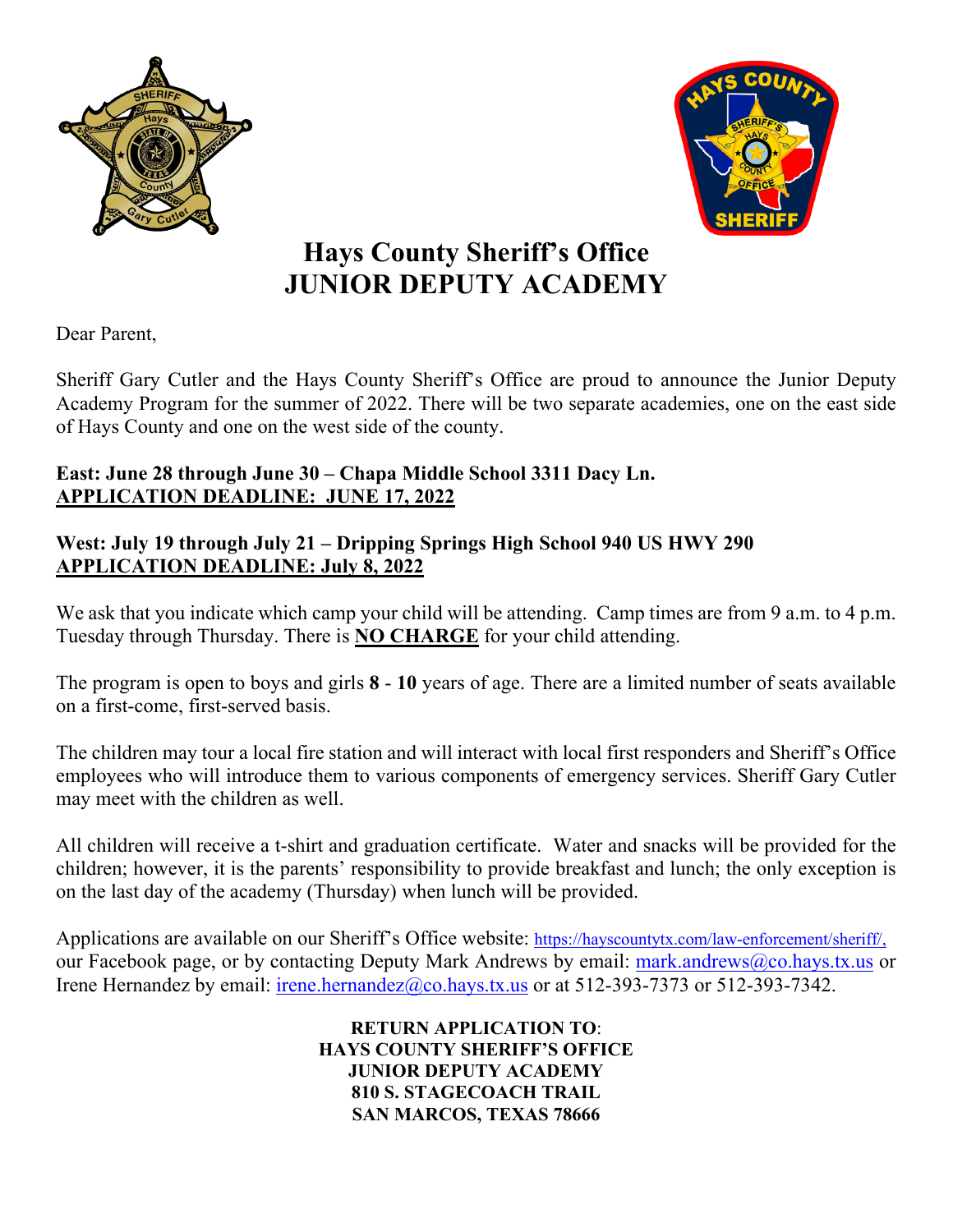# Hays County Sheriff's Office
# JUNIOR DEPUTY ACADEMY

Dear Parent,

Sheriff Gary Cutler and the Hays County Sheriff's Office are proud to announce the Junior Deputy Academy Program for the summer of 2022. There will be two separate academies, one on the east side of Hays County and one on the west side of the county.

**East: June 28 through June 30 – Chapa Middle School 3311 Dacy Ln.**
**APPLICATION DEADLINE: JUNE 17, 2022**

**West: July 19 through July 21 – Dripping Springs High School 940 US HWY 290**
**APPLICATION DEADLINE: July 8, 2022**

We ask that you indicate which camp your child will be attending. Camp times are from 9 a.m. to 4 p.m. Tuesday through Thursday. There is **NO CHARGE** for your child attending.

The program is open to boys and girls **8** - **10** years of age. There are a limited number of seats available on a first-come, first-served basis.

The children may tour a local fire station and will interact with local first responders and Sheriff's Office employees who will introduce them to various components of emergency services. Sheriff Gary Cutler may meet with the children as well.

All children will receive a t-shirt and graduation certificate. Water and snacks will be provided for the children; however, it is the parents' responsibility to provide breakfast and lunch; the only exception is on the last day of the academy (Thursday) when lunch will be provided.

Applications are available on our Sheriff's Office website: https://hayscountytx.com/law-enforcement/sheriff/, our Facebook page, or by contacting Deputy Mark Andrews by email: mark.andrews@co.hays.tx.us or Irene Hernandez by email: irene.hernandez@co.hays.tx.us or at 512-393-7373 or 512-393-7342.

**RETURN APPLICATION TO**:
**HAYS COUNTY SHERIFF'S OFFICE**
**JUNIOR DEPUTY ACADEMY**
**810 S. STAGECOACH TRAIL**
**SAN MARCOS, TEXAS 78666**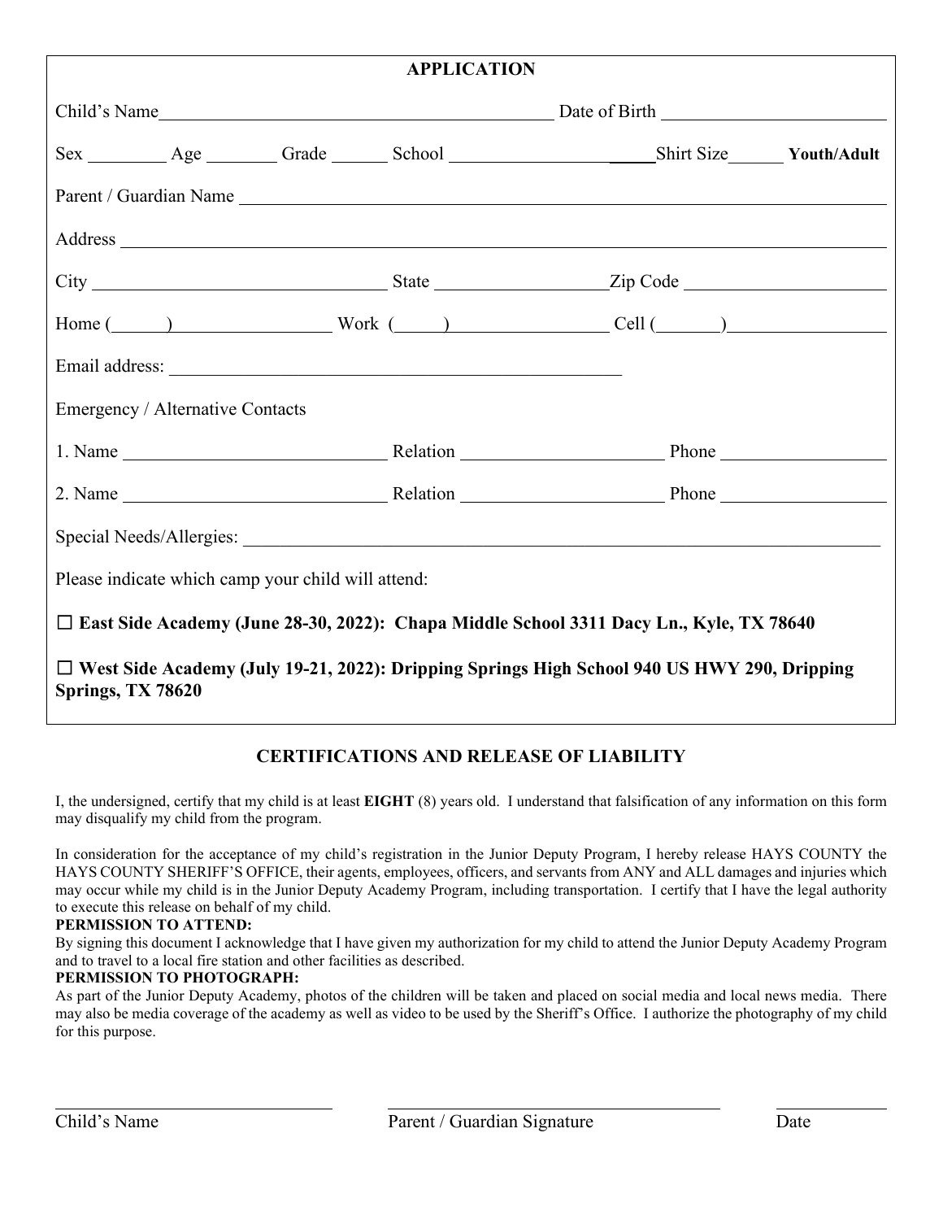## APPLICATION

Child's Name ______________________________ Date of Birth ____________________

Sex ________ Age ________ Grade ______ School ____________________ Shirt Size ______ **Youth/Adult**

Parent / Guardian Name ______________________________________________

Address ______________________________________________

City ______________________ State ______________ Zip Code ________________

Home (______) ______________ Work (_____) ______________ Cell (_______) ______________

Email address: ______________________________________

Emergency / Alternative Contacts

1. Name ______________________ Relation ________________ Phone ______________

2. Name ______________________ Relation ________________ Phone ______________

Special Needs/Allergies: ______________________________________________

Please indicate which camp your child will attend:

☐ **East Side Academy (June 28-30, 2022): Chapa Middle School 3311 Dacy Ln., Kyle, TX 78640**

☐ **West Side Academy (July 19-21, 2022): Dripping Springs High School 940 US HWY 290, Dripping Springs, TX 78620**

## CERTIFICATIONS AND RELEASE OF LIABILITY

I, the undersigned, certify that my child is at least **EIGHT** (8) years old. I understand that falsification of any information on this form may disqualify my child from the program.

In consideration for the acceptance of my child's registration in the Junior Deputy Program, I hereby release HAYS COUNTY the HAYS COUNTY SHERIFF'S OFFICE, their agents, employees, officers, and servants from ANY and ALL damages and injuries which may occur while my child is in the Junior Deputy Academy Program, including transportation. I certify that I have the legal authority to execute this release on behalf of my child.

**PERMISSION TO ATTEND:**

By signing this document I acknowledge that I have given my authorization for my child to attend the Junior Deputy Academy Program and to travel to a local fire station and other facilities as described.

**PERMISSION TO PHOTOGRAPH:**

As part of the Junior Deputy Academy, photos of the children will be taken and placed on social media and local news media. There may also be media coverage of the academy as well as video to be used by the Sheriff's Office. I authorize the photography of my child for this purpose.

______________________ ______________________________ ____________

Child's Name Parent / Guardian Signature Date